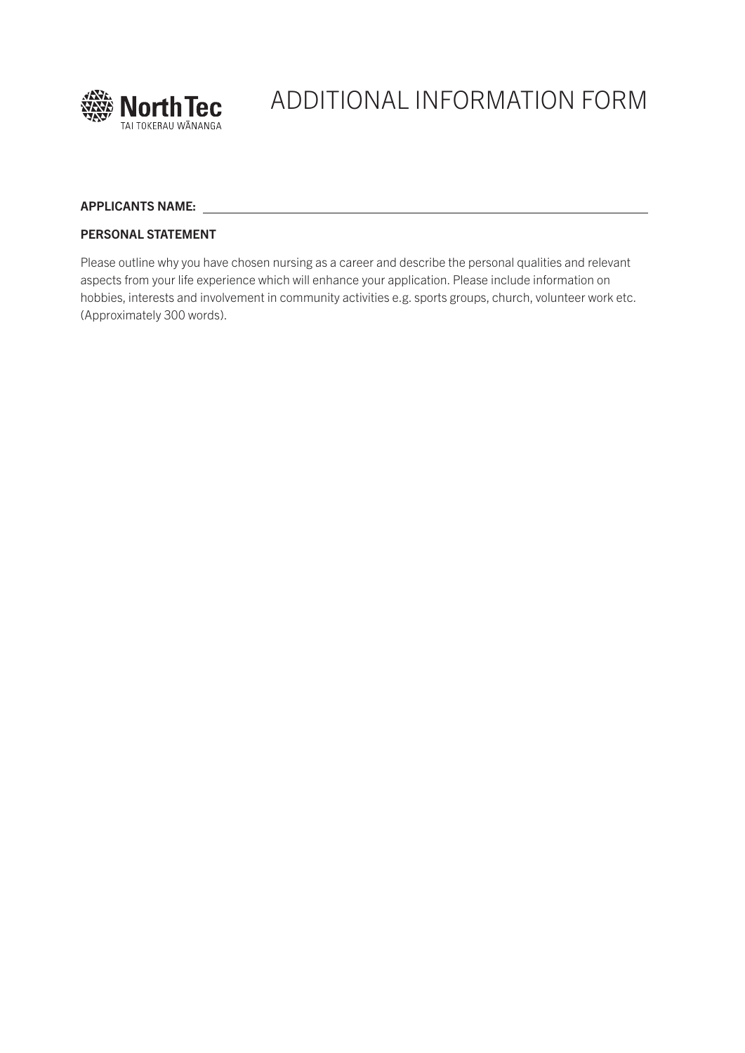NorthTec
TAI TOKERAU WĀNANGA

# ADDITIONAL INFORMATION FORM

**APPLICANTS NAME:** \_\_\_\_\_\_\_\_\_\_\_\_\_\_\_\_\_\_\_\_\_\_\_\_\_\_\_\_\_\_\_\_\_\_\_\_\_\_\_\_

**PERSONAL STATEMENT**

Please outline why you have chosen nursing as a career and describe the personal qualities and relevant aspects from your life experience which will enhance your application. Please include information on hobbies, interests and involvement in community activities e.g. sports groups, church, volunteer work etc. (Approximately 300 words).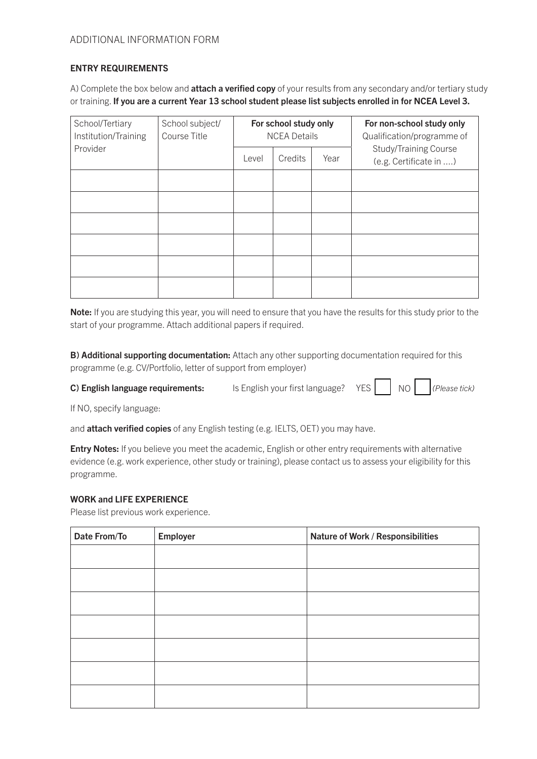ADDITIONAL INFORMATION FORM

## ENTRY REQUIREMENTS

A) Complete the box below and **attach a verified copy** of your results from any secondary and/or tertiary study or training. **If you are a current Year 13 school student please list subjects enrolled in for NCEA Level 3.**

| School/Tertiary Institution/Training Provider | School subject/ Course Title | **For school study only** NCEA Details | | | **For non-school study only** Qualification/programme of Study/Training Course (e.g. Certificate in ….) |
|---|---|---|---|---|---|
| | | Level | Credits | Year | |
| | | | | | |
| | | | | | |
| | | | | | |
| | | | | | |
| | | | | | |
| | | | | | |

**Note:** If you are studying this year, you will need to ensure that you have the results for this study prior to the start of your programme. Attach additional papers if required.

**B) Additional supporting documentation:** Attach any other supporting documentation required for this programme (e.g. CV/Portfolio, letter of support from employer)

**C) English language requirements:** Is English your first language? YES ☐ NO ☐ *(Please tick)*

If NO, specify language:

and **attach verified copies** of any English testing (e.g. IELTS, OET) you may have.

**Entry Notes:** If you believe you meet the academic, English or other entry requirements with alternative evidence (e.g. work experience, other study or training), please contact us to assess your eligibility for this programme.

## WORK and LIFE EXPERIENCE

Please list previous work experience.

| Date From/To | Employer | Nature of Work / Responsibilities |
|---|---|---|
| | | |
| | | |
| | | |
| | | |
| | | |
| | | |
| | | |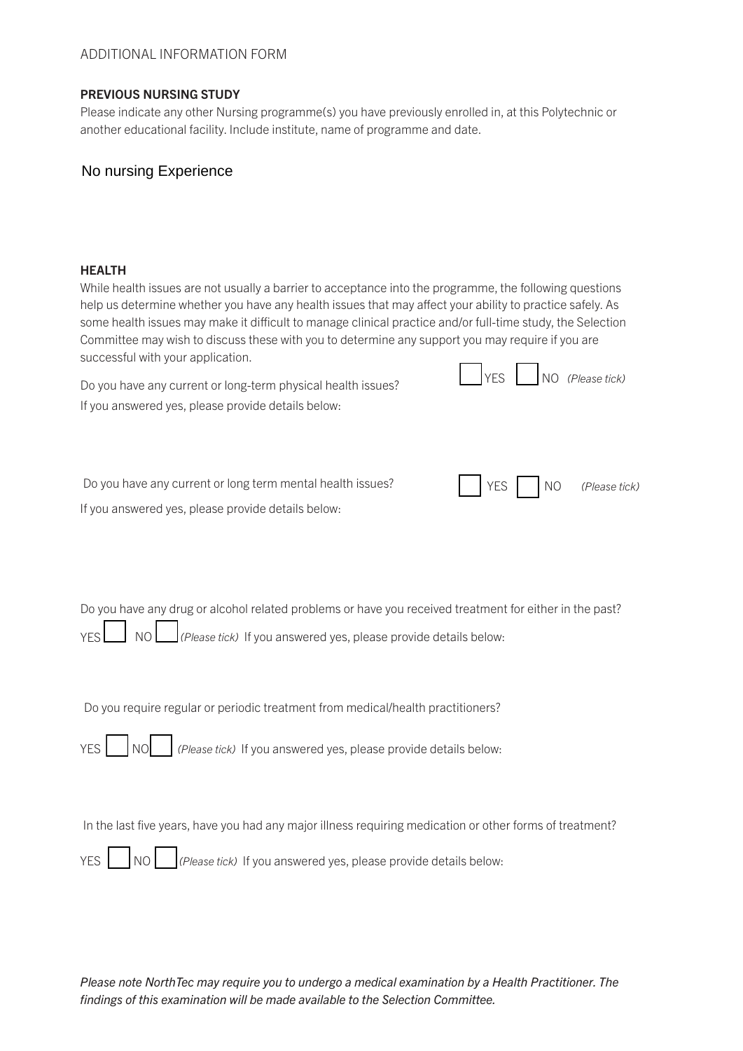ADDITIONAL INFORMATION FORM

**PREVIOUS NURSING STUDY**

Please indicate any other Nursing programme(s) you have previously enrolled in, at this Polytechnic or another educational facility. Include institute, name of programme and date.

No nursing Experience

**HEALTH**

While health issues are not usually a barrier to acceptance into the programme, the following questions help us determine whether you have any health issues that may affect your ability to practice safely. As some health issues may make it difficult to manage clinical practice and/or full-time study, the Selection Committee may wish to discuss these with you to determine any support you may require if you are successful with your application.

Do you have any current or long-term physical health issues? ☐ YES ☐ NO *(Please tick)*

If you answered yes, please provide details below:

Do you have any current or long term mental health issues? ☐ YES ☐ NO *(Please tick)*

If you answered yes, please provide details below:

Do you have any drug or alcohol related problems or have you received treatment for either in the past?

YES ☐ NO ☐ *(Please tick)* If you answered yes, please provide details below:

Do you require regular or periodic treatment from medical/health practitioners?

YES ☐ NO ☐ *(Please tick)* If you answered yes, please provide details below:

In the last five years, have you had any major illness requiring medication or other forms of treatment?

YES ☐ NO ☐ *(Please tick)* If you answered yes, please provide details below:

*Please note NorthTec may require you to undergo a medical examination by a Health Practitioner. The findings of this examination will be made available to the Selection Committee.*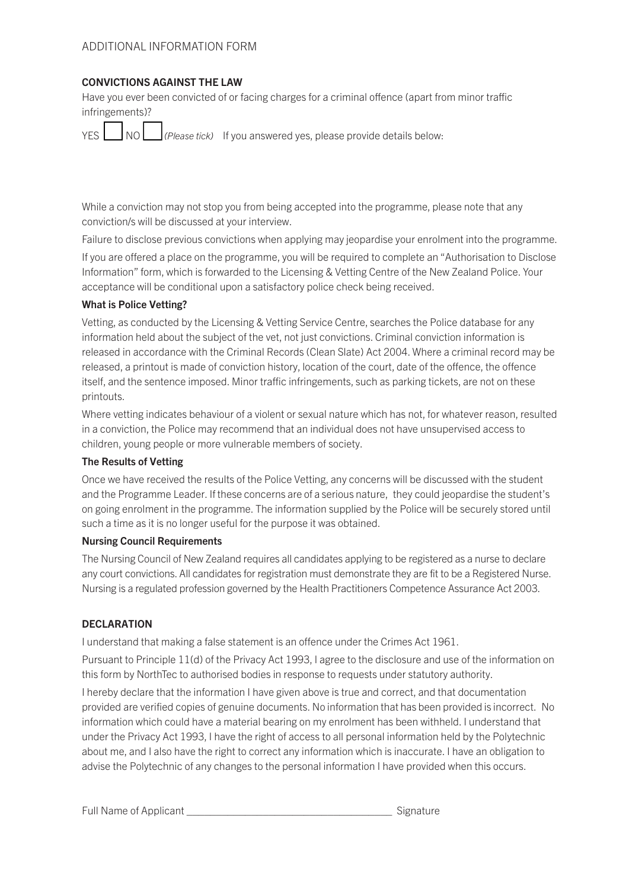ADDITIONAL INFORMATION FORM

**CONVICTIONS AGAINST THE LAW**

Have you ever been convicted of or facing charges for a criminal offence (apart from minor traffic infringements)?

YES ☐ NO ☐ *(Please tick)* If you answered yes, please provide details below:

While a conviction may not stop you from being accepted into the programme, please note that any conviction/s will be discussed at your interview.

Failure to disclose previous convictions when applying may jeopardise your enrolment into the programme.

If you are offered a place on the programme, you will be required to complete an "Authorisation to Disclose Information" form, which is forwarded to the Licensing & Vetting Centre of the New Zealand Police. Your acceptance will be conditional upon a satisfactory police check being received.

**What is Police Vetting?**

Vetting, as conducted by the Licensing & Vetting Service Centre, searches the Police database for any information held about the subject of the vet, not just convictions. Criminal conviction information is released in accordance with the Criminal Records (Clean Slate) Act 2004. Where a criminal record may be released, a printout is made of conviction history, location of the court, date of the offence, the offence itself, and the sentence imposed. Minor traffic infringements, such as parking tickets, are not on these printouts.

Where vetting indicates behaviour of a violent or sexual nature which has not, for whatever reason, resulted in a conviction, the Police may recommend that an individual does not have unsupervised access to children, young people or more vulnerable members of society.

**The Results of Vetting**

Once we have received the results of the Police Vetting, any concerns will be discussed with the student and the Programme Leader. If these concerns are of a serious nature, they could jeopardise the student's on going enrolment in the programme. The information supplied by the Police will be securely stored until such a time as it is no longer useful for the purpose it was obtained.

**Nursing Council Requirements**

The Nursing Council of New Zealand requires all candidates applying to be registered as a nurse to declare any court convictions. All candidates for registration must demonstrate they are fit to be a Registered Nurse. Nursing is a regulated profession governed by the Health Practitioners Competence Assurance Act 2003.

**DECLARATION**

I understand that making a false statement is an offence under the Crimes Act 1961.

Pursuant to Principle 11(d) of the Privacy Act 1993, I agree to the disclosure and use of the information on this form by NorthTec to authorised bodies in response to requests under statutory authority.

I hereby declare that the information I have given above is true and correct, and that documentation provided are verified copies of genuine documents. No information that has been provided is incorrect. No information which could have a material bearing on my enrolment has been withheld. I understand that under the Privacy Act 1993, I have the right of access to all personal information held by the Polytechnic about me, and I also have the right to correct any information which is inaccurate. I have an obligation to advise the Polytechnic of any changes to the personal information I have provided when this occurs.

Full Name of Applicant ______________________________ Signature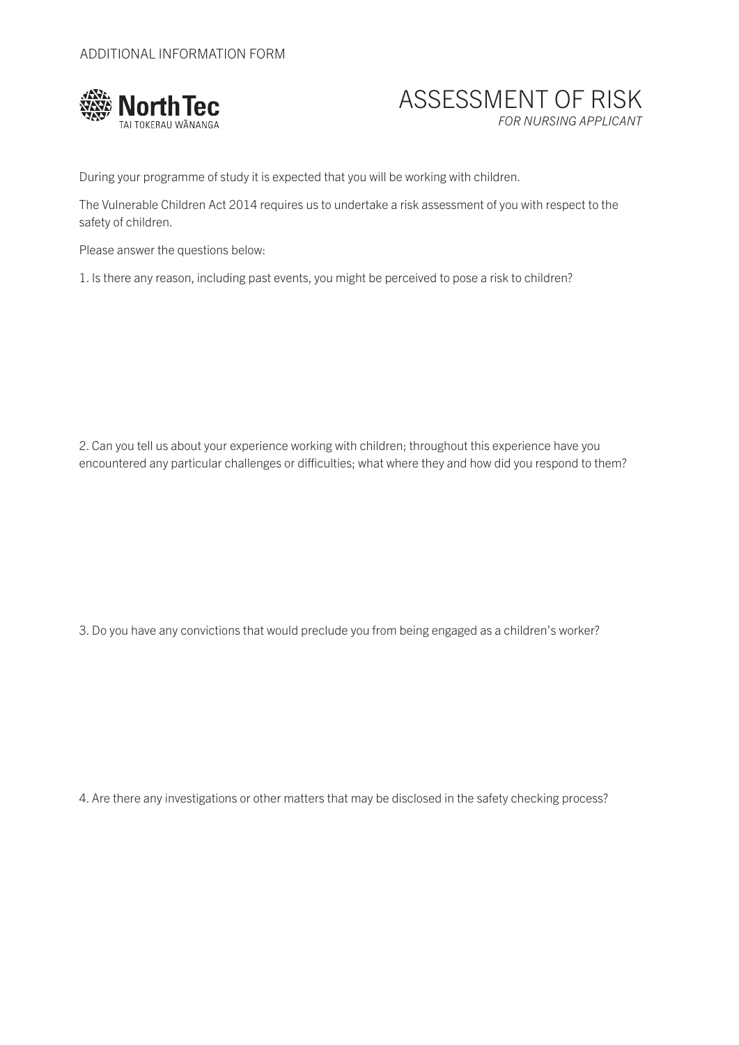ADDITIONAL INFORMATION FORM

NorthTec
TAI TOKERAU WĀNANGA

# ASSESSMENT OF RISK

*FOR NURSING APPLICANT*

During your programme of study it is expected that you will be working with children.

The Vulnerable Children Act 2014 requires us to undertake a risk assessment of you with respect to the safety of children.

Please answer the questions below:

1. Is there any reason, including past events, you might be perceived to pose a risk to children?

2. Can you tell us about your experience working with children; throughout this experience have you encountered any particular challenges or difficulties; what where they and how did you respond to them?

3. Do you have any convictions that would preclude you from being engaged as a children's worker?

4. Are there any investigations or other matters that may be disclosed in the safety checking process?